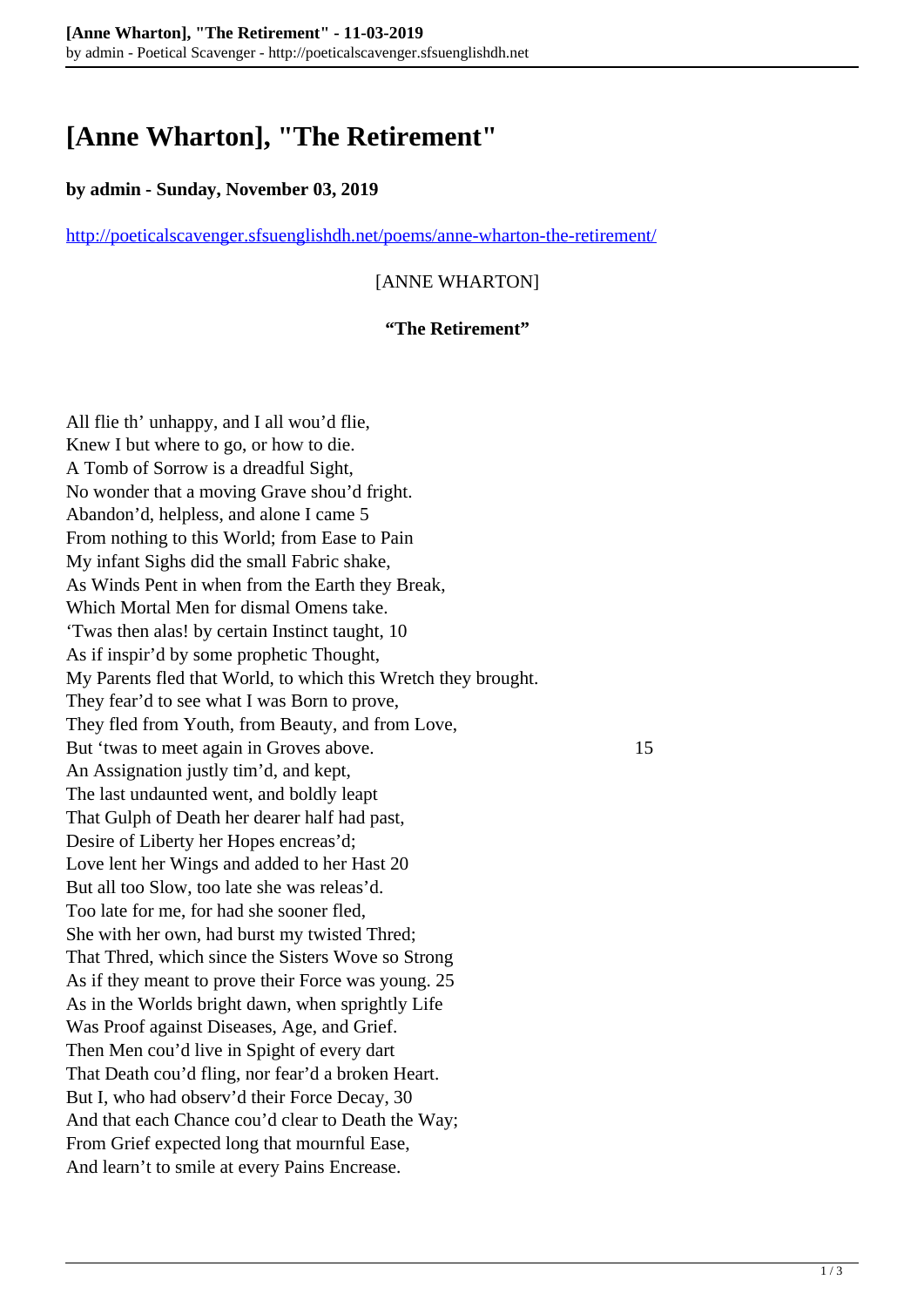# [Anne Wharton], "The Retirement"

**by admin - Sunday, November 03, 2019**

http://poeticalscavenger.sfsuenglishdh.net/poems/anne-wharton-the-retirement/

[ANNE WHARTON]

**"The Retirement"**

All flie th' unhappy, and I all wou'd flie,
Knew I but where to go, or how to die.
A Tomb of Sorrow is a dreadful Sight,
No wonder that a moving Grave shou'd fright.
Abandon'd, helpless, and alone I came 5
From nothing to this World; from Ease to Pain
My infant Sighs did the small Fabric shake,
As Winds Pent in when from the Earth they Break,
Which Mortal Men for dismal Omens take.
'Twas then alas! by certain Instinct taught, 10
As if inspir'd by some prophetic Thought,
My Parents fled that World, to which this Wretch they brought.
They fear'd to see what I was Born to prove,
They fled from Youth, from Beauty, and from Love,
But 'twas to meet again in Groves above. 15
An Assignation justly tim'd, and kept,
The last undaunted went, and boldly leapt
That Gulph of Death her dearer half had past,
Desire of Liberty her Hopes encreas'd;
Love lent her Wings and added to her Hast 20
But all too Slow, too late she was releas'd.
Too late for me, for had she sooner fled,
She with her own, had burst my twisted Thred;
That Thred, which since the Sisters Wove so Strong
As if they meant to prove their Force was young. 25
As in the Worlds bright dawn, when sprightly Life
Was Proof against Diseases, Age, and Grief.
Then Men cou'd live in Spight of every dart
That Death cou'd fling, nor fear'd a broken Heart.
But I, who had observ'd their Force Decay, 30
And that each Chance cou'd clear to Death the Way;
From Grief expected long that mournful Ease,
And learn't to smile at every Pains Encrease.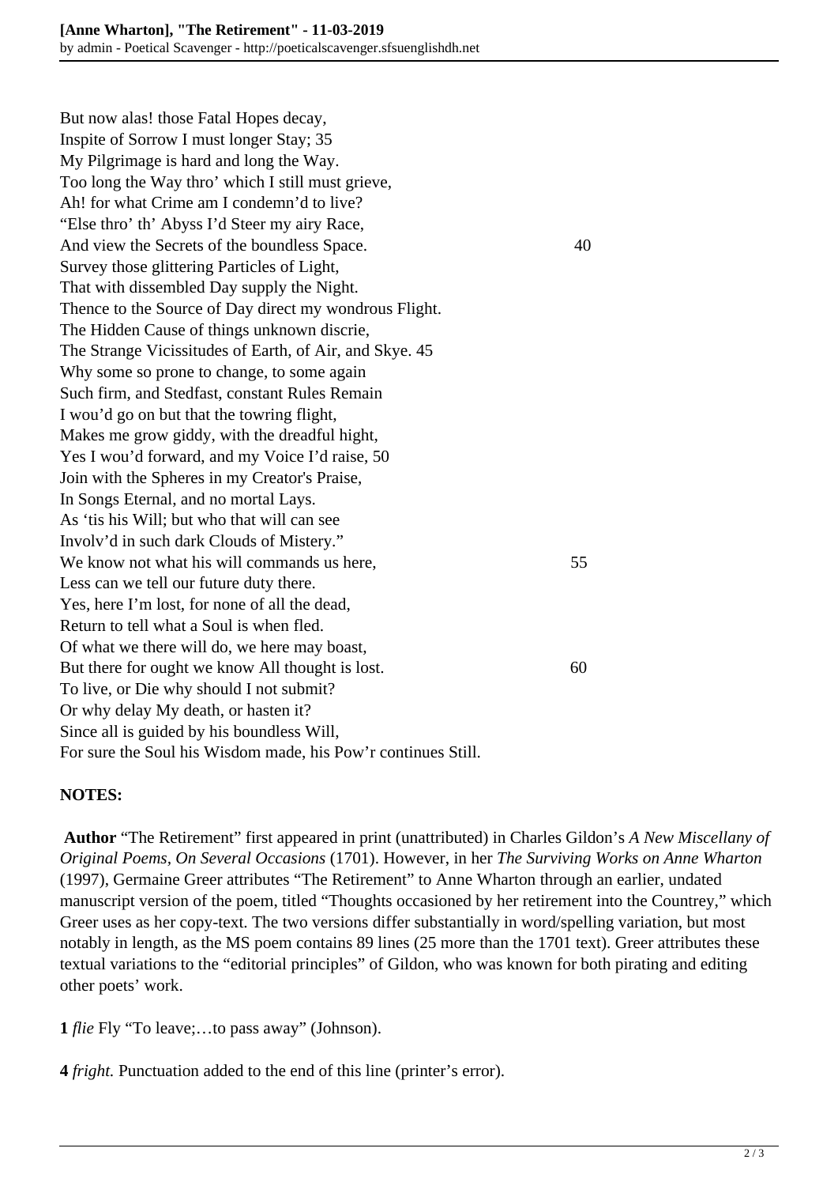But now alas! those Fatal Hopes decay,  
Inspite of Sorrow I must longer Stay; 35  
My Pilgrimage is hard and long the Way.  
Too long the Way thro' which I still must grieve,  
Ah! for what Crime am I condemn'd to live?  
"Else thro' th' Abyss I'd Steer my airy Race,  
And view the Secrets of the boundless Space. 40  
Survey those glittering Particles of Light,  
That with dissembled Day supply the Night.  
Thence to the Source of Day direct my wondrous Flight.  
The Hidden Cause of things unknown discrie,  
The Strange Vicissitudes of Earth, of Air, and Skye. 45  
Why some so prone to change, to some again  
Such firm, and Stedfast, constant Rules Remain  
I wou'd go on but that the towring flight,  
Makes me grow giddy, with the dreadful hight,  
Yes I wou'd forward, and my Voice I'd raise, 50  
Join with the Spheres in my Creator's Praise,  
In Songs Eternal, and no mortal Lays.  
As 'tis his Will; but who that will can see  
Involv'd in such dark Clouds of Mistery."  
We know not what his will commands us here, 55  
Less can we tell our future duty there.  
Yes, here I'm lost, for none of all the dead,  
Return to tell what a Soul is when fled.  
Of what we there will do, we here may boast,  
But there for ought we know All thought is lost. 60  
To live, or Die why should I not submit?  
Or why delay My death, or hasten it?  
Since all is guided by his boundless Will,  
For sure the Soul his Wisdom made, his Pow'r continues Still.

**NOTES:**

**Author** "The Retirement" first appeared in print (unattributed) in Charles Gildon's *A New Miscellany of Original Poems, On Several Occasions* (1701). However, in her *The Surviving Works on Anne Wharton* (1997), Germaine Greer attributes "The Retirement" to Anne Wharton through an earlier, undated manuscript version of the poem, titled "Thoughts occasioned by her retirement into the Countrey," which Greer uses as her copy-text. The two versions differ substantially in word/spelling variation, but most notably in length, as the MS poem contains 89 lines (25 more than the 1701 text). Greer attributes these textual variations to the "editorial principles" of Gildon, who was known for both pirating and editing other poets' work.

**1** *flie* Fly "To leave;…to pass away" (Johnson).

**4** *fright.* Punctuation added to the end of this line (printer's error).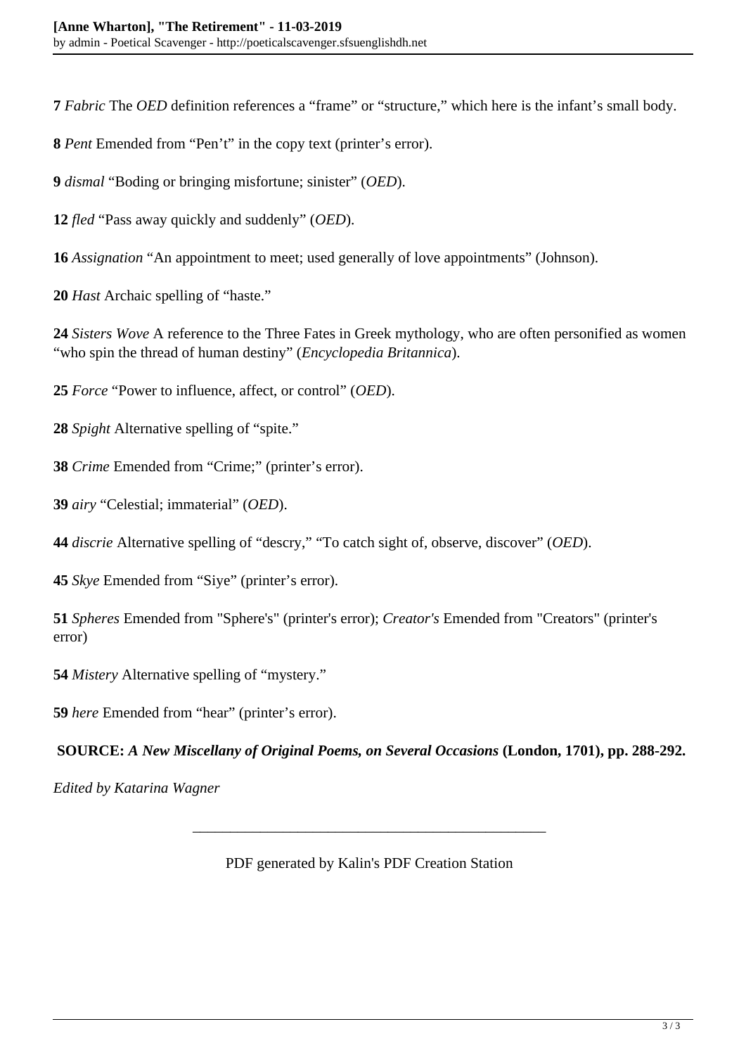**7** *Fabric* The *OED* definition references a “frame” or “structure,” which here is the infant’s small body.

**8** *Pent* Emended from “Pen’t” in the copy text (printer’s error).

**9** *dismal* “Boding or bringing misfortune; sinister” (*OED*).

**12** *fled* “Pass away quickly and suddenly” (*OED*).

**16** *Assignation* “An appointment to meet; used generally of love appointments” (Johnson).

**20** *Hast* Archaic spelling of “haste.”

**24** *Sisters Wove* A reference to the Three Fates in Greek mythology, who are often personified as women “who spin the thread of human destiny” (*Encyclopedia Britannica*).

**25** *Force* “Power to influence, affect, or control” (*OED*).

**28** *Spight* Alternative spelling of “spite.”

**38** *Crime* Emended from “Crime;” (printer’s error).

**39** *airy* “Celestial; immaterial” (*OED*).

**44** *discrie* Alternative spelling of “descry,” “To catch sight of, observe, discover” (*OED*).

**45** *Skye* Emended from “Siye” (printer’s error).

**51** *Spheres* Emended from "Sphere's" (printer's error); *Creator's* Emended from "Creators" (printer's error)

**54** *Mistery* Alternative spelling of “mystery.”

**59** *here* Emended from “hear” (printer’s error).

**SOURCE:** ***A New Miscellany of Original Poems, on Several Occasions*** **(London, 1701), pp. 288-292.**

*Edited by Katarina Wagner*

---

PDF generated by Kalin's PDF Creation Station